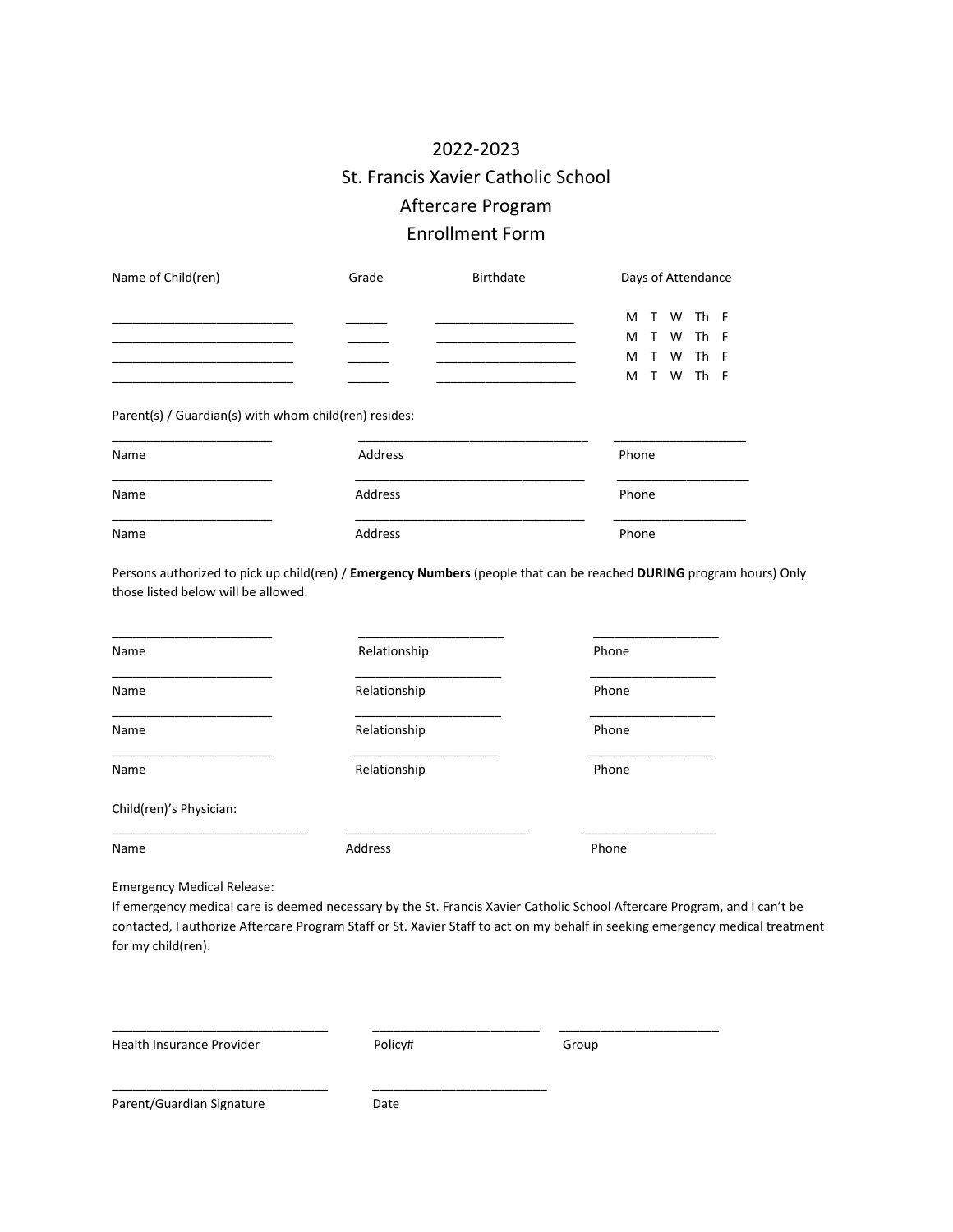# 2022-2023
# St. Francis Xavier Catholic School
# Aftercare Program
# Enrollment Form

| Name of Child(ren) | Grade | Birthdate | Days of Attendance |
|---|---|---|---|
| __________________________ | ______ | ____________________ | M T W Th F |
| __________________________ | ______ | ____________________ | M T W Th F |
| __________________________ | ______ | ____________________ | M T W Th F |
| __________________________ | ______ | ____________________ | M T W Th F |

Parent(s) / Guardian(s) with whom child(ren) resides:

| Name | Address | Phone |
|---|---|---|
| _______________________ | _________________________________ | ___________________ |
| _______________________ | _________________________________ | ___________________ |
| _______________________ | _________________________________ | ___________________ |

Persons authorized to pick up child(ren) / **Emergency Numbers** (people that can be reached **DURING** program hours) Only those listed below will be allowed.

| Name | Relationship | Phone |
|---|---|---|
| _______________________ | _____________________ | __________________ |
| _______________________ | _____________________ | __________________ |
| _______________________ | _____________________ | __________________ |
| _______________________ | _____________________ | __________________ |

Child(ren)'s Physician:

| Name | Address | Phone |
|---|---|---|
| ____________________________ | __________________________ | ___________________ |

Emergency Medical Release:
If emergency medical care is deemed necessary by the St. Francis Xavier Catholic School Aftercare Program, and I can't be contacted, I authorize Aftercare Program Staff or St. Xavier Staff to act on my behalf in seeking emergency medical treatment for my child(ren).

| Health Insurance Provider | Policy# | Group |
|---|---|---|
| _______________________________ | ________________________ | _______________________ |

| Parent/Guardian Signature | Date |
|---|---|
| _______________________________ | _________________________ |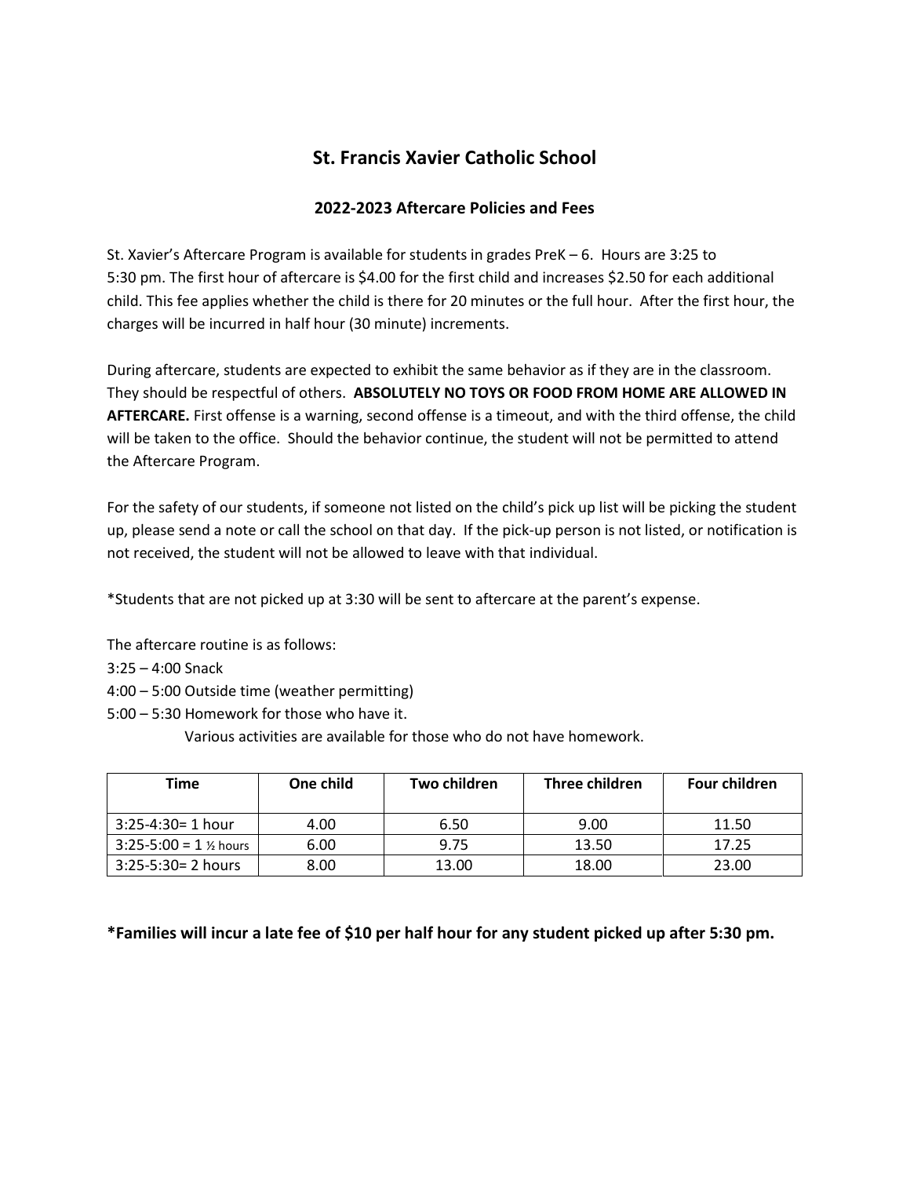# St. Francis Xavier Catholic School

## 2022-2023 Aftercare Policies and Fees

St. Xavier's Aftercare Program is available for students in grades PreK – 6. Hours are 3:25 to 5:30 pm. The first hour of aftercare is $4.00 for the first child and increases $2.50 for each additional child. This fee applies whether the child is there for 20 minutes or the full hour. After the first hour, the charges will be incurred in half hour (30 minute) increments.

During aftercare, students are expected to exhibit the same behavior as if they are in the classroom. They should be respectful of others. **ABSOLUTELY NO TOYS OR FOOD FROM HOME ARE ALLOWED IN AFTERCARE.** First offense is a warning, second offense is a timeout, and with the third offense, the child will be taken to the office. Should the behavior continue, the student will not be permitted to attend the Aftercare Program.

For the safety of our students, if someone not listed on the child's pick up list will be picking the student up, please send a note or call the school on that day. If the pick-up person is not listed, or notification is not received, the student will not be allowed to leave with that individual.

*Students that are not picked up at 3:30 will be sent to aftercare at the parent's expense.

The aftercare routine is as follows:
3:25 – 4:00 Snack
4:00 – 5:00 Outside time (weather permitting)
5:00 – 5:30 Homework for those who have it.
Various activities are available for those who do not have homework.

| Time | One child | Two children | Three children | Four children |
|---|---|---|---|---|
| 3:25-4:30= 1 hour | 4.00 | 6.50 | 9.00 | 11.50 |
| 3:25-5:00 = 1 ½ hours | 6.00 | 9.75 | 13.50 | 17.25 |
| 3:25-5:30= 2 hours | 8.00 | 13.00 | 18.00 | 23.00 |

**\*Families will incur a late fee of $10 per half hour for any student picked up after 5:30 pm.**